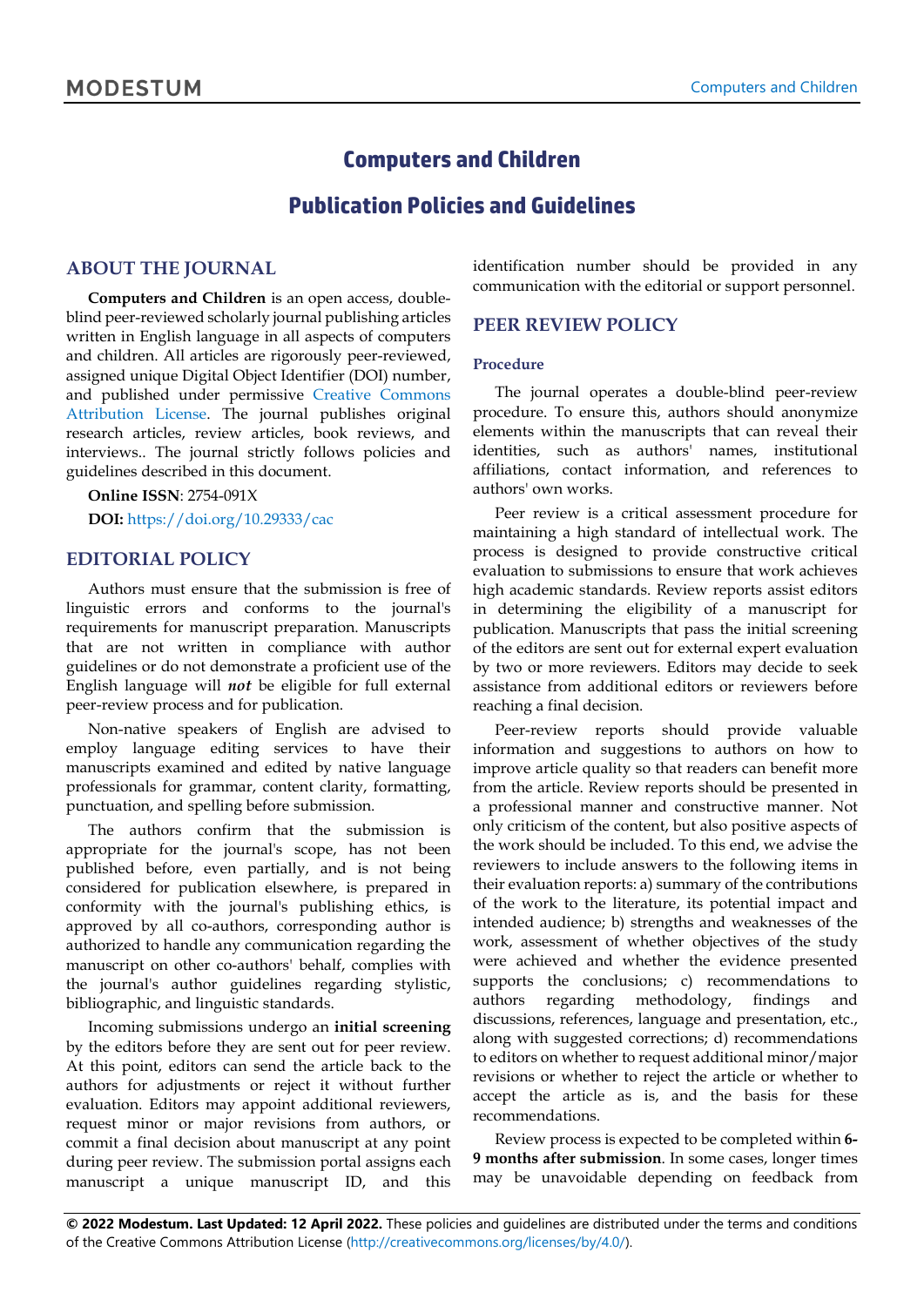# Computers and Children

# Publication Policies and Guidelines

## ABOUT THE JOURNAL

**Computers and Children** is an open access, double-blind peer-reviewed scholarly journal publishing articles written in English language in all aspects of computers and children. All articles are rigorously peer-reviewed, assigned unique Digital Object Identifier (DOI) number, and published under permissive Creative Commons Attribution License. The journal publishes original research articles, review articles, book reviews, and interviews.. The journal strictly follows policies and guidelines described in this document.

**Online ISSN**: 2754-091X

**DOI:** https://doi.org/10.29333/cac

## EDITORIAL POLICY

Authors must ensure that the submission is free of linguistic errors and conforms to the journal's requirements for manuscript preparation. Manuscripts that are not written in compliance with author guidelines or do not demonstrate a proficient use of the English language will ***not*** be eligible for full external peer-review process and for publication.

Non-native speakers of English are advised to employ language editing services to have their manuscripts examined and edited by native language professionals for grammar, content clarity, formatting, punctuation, and spelling before submission.

The authors confirm that the submission is appropriate for the journal's scope, has not been published before, even partially, and is not being considered for publication elsewhere, is prepared in conformity with the journal's publishing ethics, is approved by all co-authors, corresponding author is authorized to handle any communication regarding the manuscript on other co-authors' behalf, complies with the journal's author guidelines regarding stylistic, bibliographic, and linguistic standards.

Incoming submissions undergo an **initial screening** by the editors before they are sent out for peer review. At this point, editors can send the article back to the authors for adjustments or reject it without further evaluation. Editors may appoint additional reviewers, request minor or major revisions from authors, or commit a final decision about manuscript at any point during peer review. The submission portal assigns each manuscript a unique manuscript ID, and this identification number should be provided in any communication with the editorial or support personnel.

## PEER REVIEW POLICY

### Procedure

The journal operates a double-blind peer-review procedure. To ensure this, authors should anonymize elements within the manuscripts that can reveal their identities, such as authors' names, institutional affiliations, contact information, and references to authors' own works.

Peer review is a critical assessment procedure for maintaining a high standard of intellectual work. The process is designed to provide constructive critical evaluation to submissions to ensure that work achieves high academic standards. Review reports assist editors in determining the eligibility of a manuscript for publication. Manuscripts that pass the initial screening of the editors are sent out for external expert evaluation by two or more reviewers. Editors may decide to seek assistance from additional editors or reviewers before reaching a final decision.

Peer-review reports should provide valuable information and suggestions to authors on how to improve article quality so that readers can benefit more from the article. Review reports should be presented in a professional manner and constructive manner. Not only criticism of the content, but also positive aspects of the work should be included. To this end, we advise the reviewers to include answers to the following items in their evaluation reports: a) summary of the contributions of the work to the literature, its potential impact and intended audience; b) strengths and weaknesses of the work, assessment of whether objectives of the study were achieved and whether the evidence presented supports the conclusions; c) recommendations to authors regarding methodology, findings and discussions, references, language and presentation, etc., along with suggested corrections; d) recommendations to editors on whether to request additional minor/major revisions or whether to reject the article or whether to accept the article as is, and the basis for these recommendations.

Review process is expected to be completed within **6-9 months after submission**. In some cases, longer times may be unavoidable depending on feedback from

**© 2022 Modestum. Last Updated: 12 April 2022.** These policies and guidelines are distributed under the terms and conditions of the Creative Commons Attribution License (http://creativecommons.org/licenses/by/4.0/).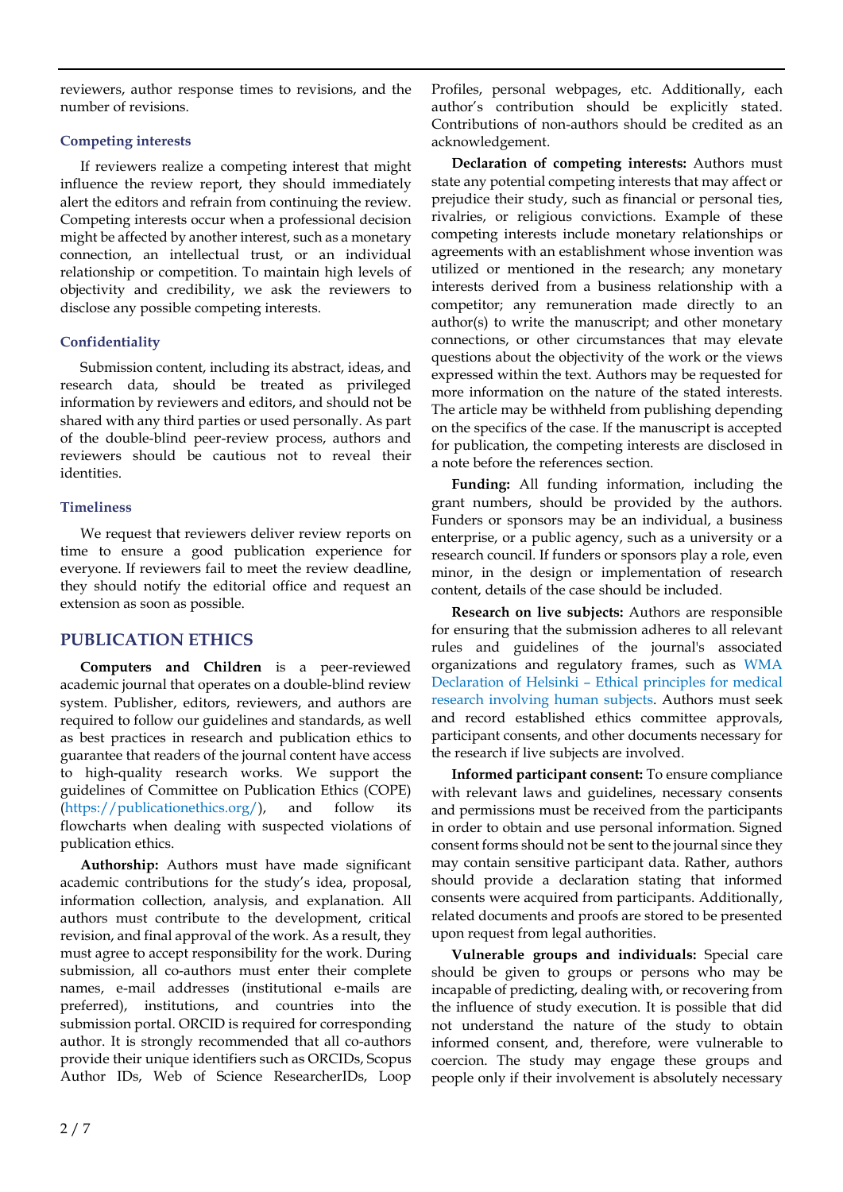reviewers, author response times to revisions, and the number of revisions.

### Competing interests

If reviewers realize a competing interest that might influence the review report, they should immediately alert the editors and refrain from continuing the review. Competing interests occur when a professional decision might be affected by another interest, such as a monetary connection, an intellectual trust, or an individual relationship or competition. To maintain high levels of objectivity and credibility, we ask the reviewers to disclose any possible competing interests.

### Confidentiality

Submission content, including its abstract, ideas, and research data, should be treated as privileged information by reviewers and editors, and should not be shared with any third parties or used personally. As part of the double-blind peer-review process, authors and reviewers should be cautious not to reveal their identities.

### Timeliness

We request that reviewers deliver review reports on time to ensure a good publication experience for everyone. If reviewers fail to meet the review deadline, they should notify the editorial office and request an extension as soon as possible.

## PUBLICATION ETHICS

**Computers and Children** is a peer-reviewed academic journal that operates on a double-blind review system. Publisher, editors, reviewers, and authors are required to follow our guidelines and standards, as well as best practices in research and publication ethics to guarantee that readers of the journal content have access to high-quality research works. We support the guidelines of Committee on Publication Ethics (COPE) (https://publicationethics.org/), and follow its flowcharts when dealing with suspected violations of publication ethics.

**Authorship:** Authors must have made significant academic contributions for the study's idea, proposal, information collection, analysis, and explanation. All authors must contribute to the development, critical revision, and final approval of the work. As a result, they must agree to accept responsibility for the work. During submission, all co-authors must enter their complete names, e-mail addresses (institutional e-mails are preferred), institutions, and countries into the submission portal. ORCID is required for corresponding author. It is strongly recommended that all co-authors provide their unique identifiers such as ORCIDs, Scopus Author IDs, Web of Science ResearcherIDs, Loop Profiles, personal webpages, etc. Additionally, each author's contribution should be explicitly stated. Contributions of non-authors should be credited as an acknowledgement.

**Declaration of competing interests:** Authors must state any potential competing interests that may affect or prejudice their study, such as financial or personal ties, rivalries, or religious convictions. Example of these competing interests include monetary relationships or agreements with an establishment whose invention was utilized or mentioned in the research; any monetary interests derived from a business relationship with a competitor; any remuneration made directly to an author(s) to write the manuscript; and other monetary connections, or other circumstances that may elevate questions about the objectivity of the work or the views expressed within the text. Authors may be requested for more information on the nature of the stated interests. The article may be withheld from publishing depending on the specifics of the case. If the manuscript is accepted for publication, the competing interests are disclosed in a note before the references section.

**Funding:** All funding information, including the grant numbers, should be provided by the authors. Funders or sponsors may be an individual, a business enterprise, or a public agency, such as a university or a research council. If funders or sponsors play a role, even minor, in the design or implementation of research content, details of the case should be included.

**Research on live subjects:** Authors are responsible for ensuring that the submission adheres to all relevant rules and guidelines of the journal's associated organizations and regulatory frames, such as WMA Declaration of Helsinki – Ethical principles for medical research involving human subjects. Authors must seek and record established ethics committee approvals, participant consents, and other documents necessary for the research if live subjects are involved.

**Informed participant consent:** To ensure compliance with relevant laws and guidelines, necessary consents and permissions must be received from the participants in order to obtain and use personal information. Signed consent forms should not be sent to the journal since they may contain sensitive participant data. Rather, authors should provide a declaration stating that informed consents were acquired from participants. Additionally, related documents and proofs are stored to be presented upon request from legal authorities.

**Vulnerable groups and individuals:** Special care should be given to groups or persons who may be incapable of predicting, dealing with, or recovering from the influence of study execution. It is possible that did not understand the nature of the study to obtain informed consent, and, therefore, were vulnerable to coercion. The study may engage these groups and people only if their involvement is absolutely necessary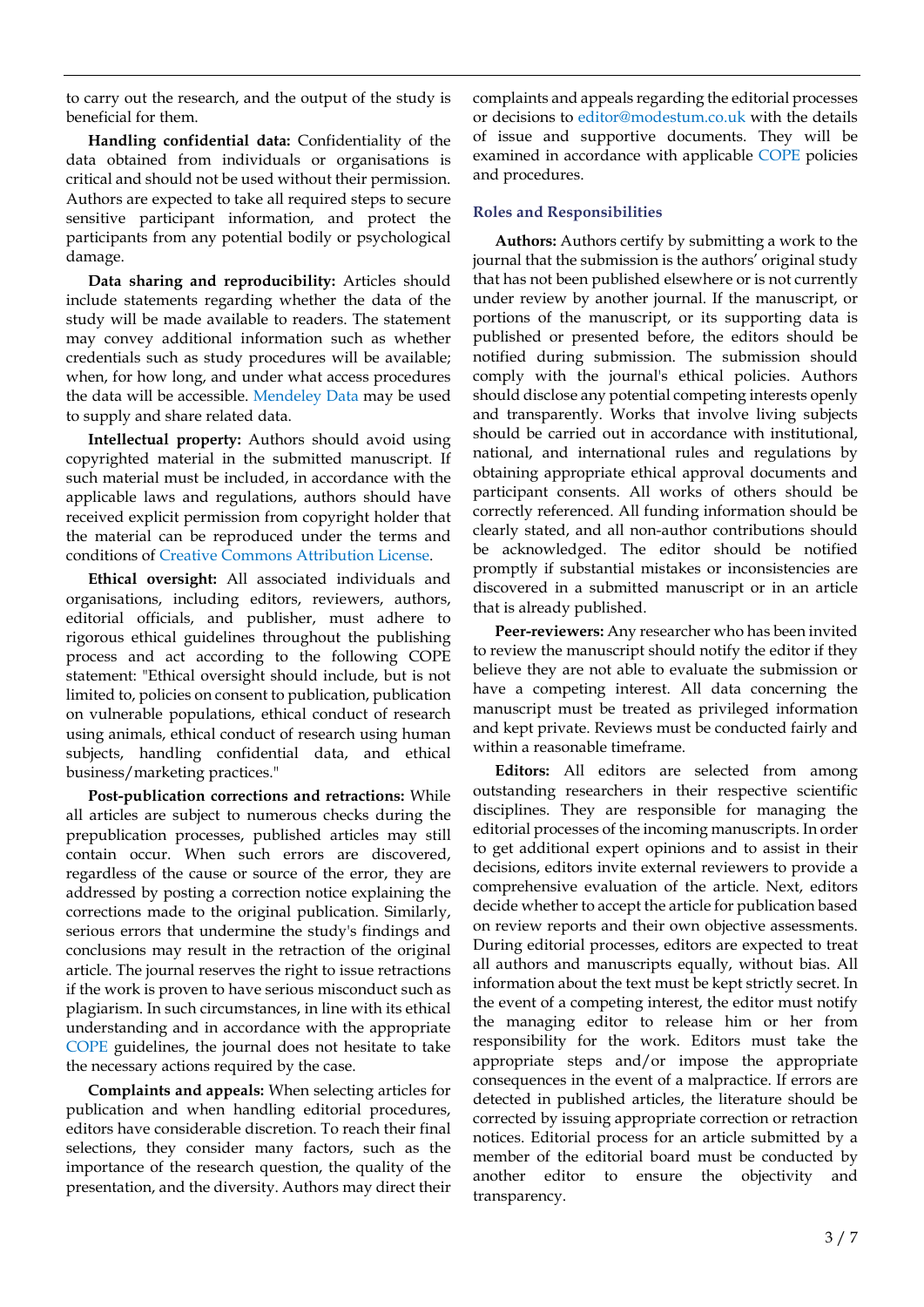to carry out the research, and the output of the study is beneficial for them.

**Handling confidential data:** Confidentiality of the data obtained from individuals or organisations is critical and should not be used without their permission. Authors are expected to take all required steps to secure sensitive participant information, and protect the participants from any potential bodily or psychological damage.

**Data sharing and reproducibility:** Articles should include statements regarding whether the data of the study will be made available to readers. The statement may convey additional information such as whether credentials such as study procedures will be available; when, for how long, and under what access procedures the data will be accessible. Mendeley Data may be used to supply and share related data.

**Intellectual property:** Authors should avoid using copyrighted material in the submitted manuscript. If such material must be included, in accordance with the applicable laws and regulations, authors should have received explicit permission from copyright holder that the material can be reproduced under the terms and conditions of Creative Commons Attribution License.

**Ethical oversight:** All associated individuals and organisations, including editors, reviewers, authors, editorial officials, and publisher, must adhere to rigorous ethical guidelines throughout the publishing process and act according to the following COPE statement: "Ethical oversight should include, but is not limited to, policies on consent to publication, publication on vulnerable populations, ethical conduct of research using animals, ethical conduct of research using human subjects, handling confidential data, and ethical business/marketing practices."

**Post-publication corrections and retractions:** While all articles are subject to numerous checks during the prepublication processes, published articles may still contain occur. When such errors are discovered, regardless of the cause or source of the error, they are addressed by posting a correction notice explaining the corrections made to the original publication. Similarly, serious errors that undermine the study's findings and conclusions may result in the retraction of the original article. The journal reserves the right to issue retractions if the work is proven to have serious misconduct such as plagiarism. In such circumstances, in line with its ethical understanding and in accordance with the appropriate COPE guidelines, the journal does not hesitate to take the necessary actions required by the case.

**Complaints and appeals:** When selecting articles for publication and when handling editorial procedures, editors have considerable discretion. To reach their final selections, they consider many factors, such as the importance of the research question, the quality of the presentation, and the diversity. Authors may direct their complaints and appeals regarding the editorial processes or decisions to editor@modestum.co.uk with the details of issue and supportive documents. They will be examined in accordance with applicable COPE policies and procedures.

### Roles and Responsibilities

**Authors:** Authors certify by submitting a work to the journal that the submission is the authors' original study that has not been published elsewhere or is not currently under review by another journal. If the manuscript, or portions of the manuscript, or its supporting data is published or presented before, the editors should be notified during submission. The submission should comply with the journal's ethical policies. Authors should disclose any potential competing interests openly and transparently. Works that involve living subjects should be carried out in accordance with institutional, national, and international rules and regulations by obtaining appropriate ethical approval documents and participant consents. All works of others should be correctly referenced. All funding information should be clearly stated, and all non-author contributions should be acknowledged. The editor should be notified promptly if substantial mistakes or inconsistencies are discovered in a submitted manuscript or in an article that is already published.

**Peer-reviewers:** Any researcher who has been invited to review the manuscript should notify the editor if they believe they are not able to evaluate the submission or have a competing interest. All data concerning the manuscript must be treated as privileged information and kept private. Reviews must be conducted fairly and within a reasonable timeframe.

**Editors:** All editors are selected from among outstanding researchers in their respective scientific disciplines. They are responsible for managing the editorial processes of the incoming manuscripts. In order to get additional expert opinions and to assist in their decisions, editors invite external reviewers to provide a comprehensive evaluation of the article. Next, editors decide whether to accept the article for publication based on review reports and their own objective assessments. During editorial processes, editors are expected to treat all authors and manuscripts equally, without bias. All information about the text must be kept strictly secret. In the event of a competing interest, the editor must notify the managing editor to release him or her from responsibility for the work. Editors must take the appropriate steps and/or impose the appropriate consequences in the event of a malpractice. If errors are detected in published articles, the literature should be corrected by issuing appropriate correction or retraction notices. Editorial process for an article submitted by a member of the editorial board must be conducted by another editor to ensure the objectivity and transparency.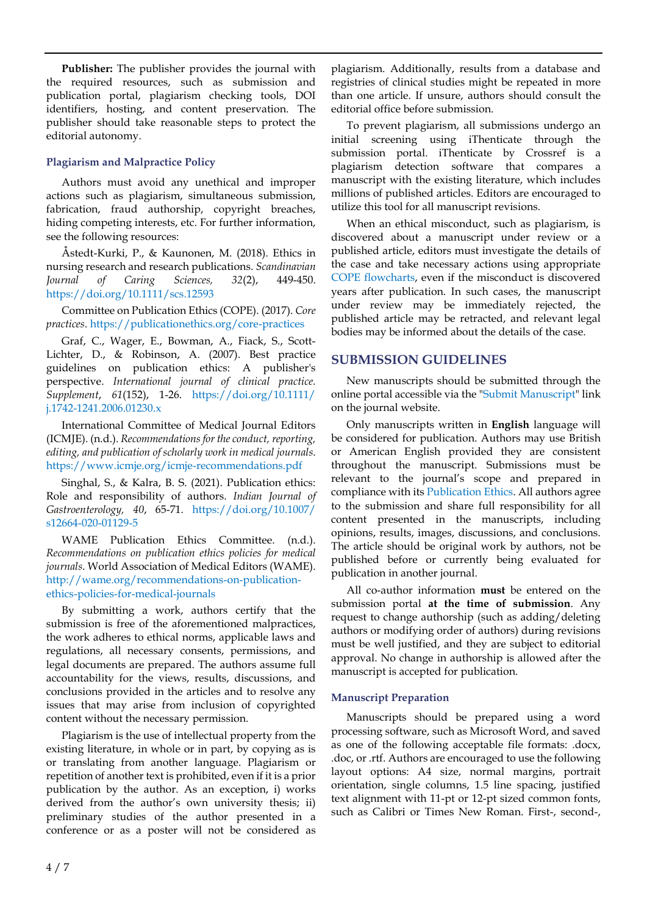**Publisher:** The publisher provides the journal with the required resources, such as submission and publication portal, plagiarism checking tools, DOI identifiers, hosting, and content preservation. The publisher should take reasonable steps to protect the editorial autonomy.

### Plagiarism and Malpractice Policy

Authors must avoid any unethical and improper actions such as plagiarism, simultaneous submission, fabrication, fraud authorship, copyright breaches, hiding competing interests, etc. For further information, see the following resources:

Åstedt-Kurki, P., & Kaunonen, M. (2018). Ethics in nursing research and research publications. *Scandinavian Journal of Caring Sciences, 32*(2), 449-450. https://doi.org/10.1111/scs.12593

Committee on Publication Ethics (COPE). (2017). *Core practices*. https://publicationethics.org/core-practices

Graf, C., Wager, E., Bowman, A., Fiack, S., Scott-Lichter, D., & Robinson, A. (2007). Best practice guidelines on publication ethics: A publisher's perspective. *International journal of clinical practice. Supplement*, *61*(152), 1-26. https://doi.org/10.1111/j.1742-1241.2006.01230.x

International Committee of Medical Journal Editors (ICMJE). (n.d.). *Recommendations for the conduct, reporting, editing, and publication of scholarly work in medical journals*. https://www.icmje.org/icmje-recommendations.pdf

Singhal, S., & Kalra, B. S. (2021). Publication ethics: Role and responsibility of authors. *Indian Journal of Gastroenterology, 40*, 65-71. https://doi.org/10.1007/s12664-020-01129-5

WAME Publication Ethics Committee. (n.d.). *Recommendations on publication ethics policies for medical journals*. World Association of Medical Editors (WAME). http://wame.org/recommendations-on-publication-ethics-policies-for-medical-journals

By submitting a work, authors certify that the submission is free of the aforementioned malpractices, the work adheres to ethical norms, applicable laws and regulations, all necessary consents, permissions, and legal documents are prepared. The authors assume full accountability for the views, results, discussions, and conclusions provided in the articles and to resolve any issues that may arise from inclusion of copyrighted content without the necessary permission.

Plagiarism is the use of intellectual property from the existing literature, in whole or in part, by copying as is or translating from another language. Plagiarism or repetition of another text is prohibited, even if it is a prior publication by the author. As an exception, i) works derived from the author's own university thesis; ii) preliminary studies of the author presented in a conference or as a poster will not be considered as plagiarism. Additionally, results from a database and registries of clinical studies might be repeated in more than one article. If unsure, authors should consult the editorial office before submission.

To prevent plagiarism, all submissions undergo an initial screening using iThenticate through the submission portal. iThenticate by Crossref is a plagiarism detection software that compares a manuscript with the existing literature, which includes millions of published articles. Editors are encouraged to utilize this tool for all manuscript revisions.

When an ethical misconduct, such as plagiarism, is discovered about a manuscript under review or a published article, editors must investigate the details of the case and take necessary actions using appropriate COPE flowcharts, even if the misconduct is discovered years after publication. In such cases, the manuscript under review may be immediately rejected, the published article may be retracted, and relevant legal bodies may be informed about the details of the case.

## SUBMISSION GUIDELINES

New manuscripts should be submitted through the online portal accessible via the "Submit Manuscript" link on the journal website.

Only manuscripts written in **English** language will be considered for publication. Authors may use British or American English provided they are consistent throughout the manuscript. Submissions must be relevant to the journal's scope and prepared in compliance with its Publication Ethics. All authors agree to the submission and share full responsibility for all content presented in the manuscripts, including opinions, results, images, discussions, and conclusions. The article should be original work by authors, not be published before or currently being evaluated for publication in another journal.

All co-author information **must** be entered on the submission portal **at the time of submission**. Any request to change authorship (such as adding/deleting authors or modifying order of authors) during revisions must be well justified, and they are subject to editorial approval. No change in authorship is allowed after the manuscript is accepted for publication.

### Manuscript Preparation

Manuscripts should be prepared using a word processing software, such as Microsoft Word, and saved as one of the following acceptable file formats: .docx, .doc, or .rtf. Authors are encouraged to use the following layout options: A4 size, normal margins, portrait orientation, single columns, 1.5 line spacing, justified text alignment with 11-pt or 12-pt sized common fonts, such as Calibri or Times New Roman. First-, second-,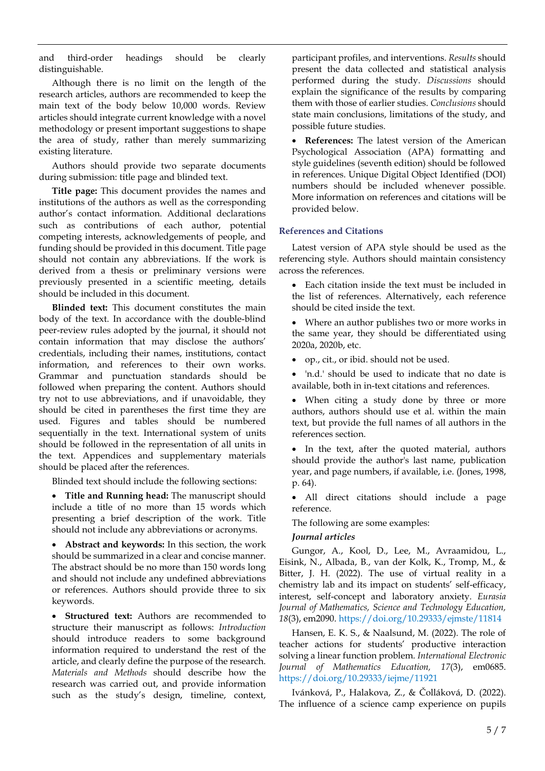and third-order headings should be clearly distinguishable.

Although there is no limit on the length of the research articles, authors are recommended to keep the main text of the body below 10,000 words. Review articles should integrate current knowledge with a novel methodology or present important suggestions to shape the area of study, rather than merely summarizing existing literature.

Authors should provide two separate documents during submission: title page and blinded text.

**Title page:** This document provides the names and institutions of the authors as well as the corresponding author's contact information. Additional declarations such as contributions of each author, potential competing interests, acknowledgements of people, and funding should be provided in this document. Title page should not contain any abbreviations. If the work is derived from a thesis or preliminary versions were previously presented in a scientific meeting, details should be included in this document.

**Blinded text:** This document constitutes the main body of the text. In accordance with the double-blind peer-review rules adopted by the journal, it should not contain information that may disclose the authors' credentials, including their names, institutions, contact information, and references to their own works. Grammar and punctuation standards should be followed when preparing the content. Authors should try not to use abbreviations, and if unavoidable, they should be cited in parentheses the first time they are used. Figures and tables should be numbered sequentially in the text. International system of units should be followed in the representation of all units in the text. Appendices and supplementary materials should be placed after the references.

Blinded text should include the following sections:

- **Title and Running head:** The manuscript should include a title of no more than 15 words which presenting a brief description of the work. Title should not include any abbreviations or acronyms.
- **Abstract and keywords:** In this section, the work should be summarized in a clear and concise manner. The abstract should be no more than 150 words long and should not include any undefined abbreviations or references. Authors should provide three to six keywords.
- **Structured text:** Authors are recommended to structure their manuscript as follows: *Introduction* should introduce readers to some background information required to understand the rest of the article, and clearly define the purpose of the research. *Materials and Methods* should describe how the research was carried out, and provide information such as the study's design, timeline, context, participant profiles, and interventions. *Results* should present the data collected and statistical analysis performed during the study. *Discussions* should explain the significance of the results by comparing them with those of earlier studies. *Conclusions* should state main conclusions, limitations of the study, and possible future studies.
- **References:** The latest version of the American Psychological Association (APA) formatting and style guidelines (seventh edition) should be followed in references. Unique Digital Object Identified (DOI) numbers should be included whenever possible. More information on references and citations will be provided below.

## References and Citations

Latest version of APA style should be used as the referencing style. Authors should maintain consistency across the references.

- Each citation inside the text must be included in the list of references. Alternatively, each reference should be cited inside the text.
- Where an author publishes two or more works in the same year, they should be differentiated using 2020a, 2020b, etc.
- op., cit., or ibid. should not be used.
- 'n.d.' should be used to indicate that no date is available, both in in-text citations and references.
- When citing a study done by three or more authors, authors should use et al. within the main text, but provide the full names of all authors in the references section.
- In the text, after the quoted material, authors should provide the author's last name, publication year, and page numbers, if available, i.e. (Jones, 1998, p. 64).
- All direct citations should include a page reference.

The following are some examples:

***Journal articles***

Gungor, A., Kool, D., Lee, M., Avraamidou, L., Eisink, N., Albada, B., van der Kolk, K., Tromp, M., & Bitter, J. H. (2022). The use of virtual reality in a chemistry lab and its impact on students' self-efficacy, interest, self-concept and laboratory anxiety. *Eurasia Journal of Mathematics, Science and Technology Education, 18*(3), em2090. https://doi.org/10.29333/ejmste/11814

Hansen, E. K. S., & Naalsund, M. (2022). The role of teacher actions for students' productive interaction solving a linear function problem. *International Electronic Journal of Mathematics Education, 17*(3), em0685. https://doi.org/10.29333/iejme/11921

Ivánková, P., Halakova, Z., & Čolláková, D. (2022). The influence of a science camp experience on pupils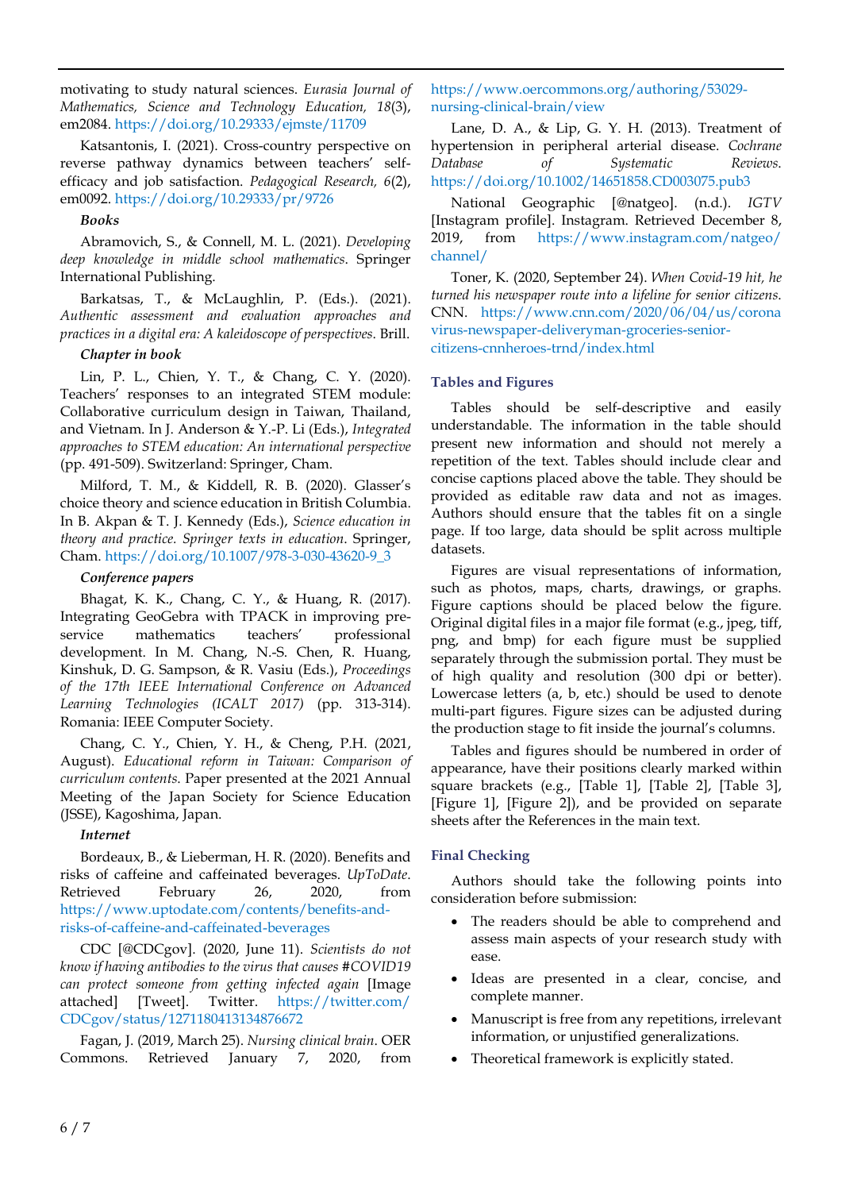motivating to study natural sciences. *Eurasia Journal of Mathematics, Science and Technology Education, 18*(3), em2084. https://doi.org/10.29333/ejmste/11709

Katsantonis, I. (2021). Cross-country perspective on reverse pathway dynamics between teachers' self-efficacy and job satisfaction. *Pedagogical Research, 6*(2), em0092. https://doi.org/10.29333/pr/9726

***Books***

Abramovich, S., & Connell, M. L. (2021). *Developing deep knowledge in middle school mathematics*. Springer International Publishing.

Barkatsas, T., & McLaughlin, P. (Eds.). (2021). *Authentic assessment and evaluation approaches and practices in a digital era: A kaleidoscope of perspectives*. Brill.

***Chapter in book***

Lin, P. L., Chien, Y. T., & Chang, C. Y. (2020). Teachers' responses to an integrated STEM module: Collaborative curriculum design in Taiwan, Thailand, and Vietnam. In J. Anderson & Y.-P. Li (Eds.), *Integrated approaches to STEM education: An international perspective* (pp. 491-509). Switzerland: Springer, Cham.

Milford, T. M., & Kiddell, R. B. (2020). Glasser's choice theory and science education in British Columbia. In B. Akpan & T. J. Kennedy (Eds.), *Science education in theory and practice. Springer texts in education*. Springer, Cham. https://doi.org/10.1007/978-3-030-43620-9_3

***Conference papers***

Bhagat, K. K., Chang, C. Y., & Huang, R. (2017). Integrating GeoGebra with TPACK in improving pre-service mathematics teachers' professional development. In M. Chang, N.-S. Chen, R. Huang, Kinshuk, D. G. Sampson, & R. Vasiu (Eds.), *Proceedings of the 17th IEEE International Conference on Advanced Learning Technologies (ICALT 2017)* (pp. 313-314). Romania: IEEE Computer Society.

Chang, C. Y., Chien, Y. H., & Cheng, P.H. (2021, August). *Educational reform in Taiwan: Comparison of curriculum contents.* Paper presented at the 2021 Annual Meeting of the Japan Society for Science Education (JSSE), Kagoshima, Japan.

***Internet***

Bordeaux, B., & Lieberman, H. R. (2020). Benefits and risks of caffeine and caffeinated beverages. *UpToDate*. Retrieved February 26, 2020, from https://www.uptodate.com/contents/benefits-and-risks-of-caffeine-and-caffeinated-beverages

CDC [@CDCgov]. (2020, June 11). *Scientists do not know if having antibodies to the virus that causes #COVID19 can protect someone from getting infected again* [Image attached] [Tweet]. Twitter. https://twitter.com/CDCgov/status/1271180413134876672

Fagan, J. (2019, March 25). *Nursing clinical brain*. OER Commons. Retrieved January 7, 2020, from https://www.oercommons.org/authoring/53029-nursing-clinical-brain/view

Lane, D. A., & Lip, G. Y. H. (2013). Treatment of hypertension in peripheral arterial disease. *Cochrane Database of Systematic Reviews*. https://doi.org/10.1002/14651858.CD003075.pub3

National Geographic [@natgeo]. (n.d.). *IGTV* [Instagram profile]. Instagram. Retrieved December 8, 2019, from https://www.instagram.com/natgeo/channel/

Toner, K. (2020, September 24). *When Covid-19 hit, he turned his newspaper route into a lifeline for senior citizens*. CNN. https://www.cnn.com/2020/06/04/us/coronavirus-newspaper-deliveryman-groceries-senior-citizens-cnnheroes-trnd/index.html

## Tables and Figures

Tables should be self-descriptive and easily understandable. The information in the table should present new information and should not merely a repetition of the text. Tables should include clear and concise captions placed above the table. They should be provided as editable raw data and not as images. Authors should ensure that the tables fit on a single page. If too large, data should be split across multiple datasets.

Figures are visual representations of information, such as photos, maps, charts, drawings, or graphs. Figure captions should be placed below the figure. Original digital files in a major file format (e.g., jpeg, tiff, png, and bmp) for each figure must be supplied separately through the submission portal. They must be of high quality and resolution (300 dpi or better). Lowercase letters (a, b, etc.) should be used to denote multi-part figures. Figure sizes can be adjusted during the production stage to fit inside the journal's columns.

Tables and figures should be numbered in order of appearance, have their positions clearly marked within square brackets (e.g., [Table 1], [Table 2], [Table 3], [Figure 1], [Figure 2]), and be provided on separate sheets after the References in the main text.

## Final Checking

Authors should take the following points into consideration before submission:

- The readers should be able to comprehend and assess main aspects of your research study with ease.
- Ideas are presented in a clear, concise, and complete manner.
- Manuscript is free from any repetitions, irrelevant information, or unjustified generalizations.
- Theoretical framework is explicitly stated.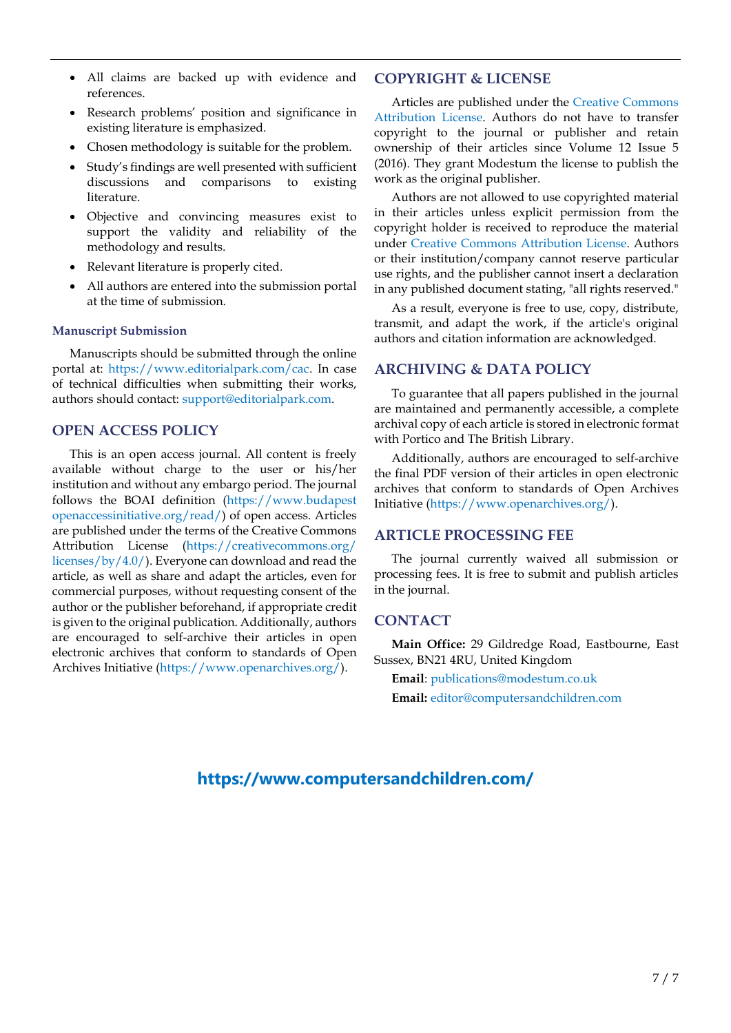- All claims are backed up with evidence and references.
- Research problems' position and significance in existing literature is emphasized.
- Chosen methodology is suitable for the problem.
- Study's findings are well presented with sufficient discussions and comparisons to existing literature.
- Objective and convincing measures exist to support the validity and reliability of the methodology and results.
- Relevant literature is properly cited.
- All authors are entered into the submission portal at the time of submission.

### Manuscript Submission

Manuscripts should be submitted through the online portal at: https://www.editorialpark.com/cac. In case of technical difficulties when submitting their works, authors should contact: support@editorialpark.com.

## OPEN ACCESS POLICY

This is an open access journal. All content is freely available without charge to the user or his/her institution and without any embargo period. The journal follows the BOAI definition (https://www.budapestopenaccessinitiative.org/read/) of open access. Articles are published under the terms of the Creative Commons Attribution License (https://creativecommons.org/licenses/by/4.0/). Everyone can download and read the article, as well as share and adapt the articles, even for commercial purposes, without requesting consent of the author or the publisher beforehand, if appropriate credit is given to the original publication. Additionally, authors are encouraged to self-archive their articles in open electronic archives that conform to standards of Open Archives Initiative (https://www.openarchives.org/).

## COPYRIGHT & LICENSE

Articles are published under the Creative Commons Attribution License. Authors do not have to transfer copyright to the journal or publisher and retain ownership of their articles since Volume 12 Issue 5 (2016). They grant Modestum the license to publish the work as the original publisher.

Authors are not allowed to use copyrighted material in their articles unless explicit permission from the copyright holder is received to reproduce the material under Creative Commons Attribution License. Authors or their institution/company cannot reserve particular use rights, and the publisher cannot insert a declaration in any published document stating, "all rights reserved."

As a result, everyone is free to use, copy, distribute, transmit, and adapt the work, if the article's original authors and citation information are acknowledged.

## ARCHIVING & DATA POLICY

To guarantee that all papers published in the journal are maintained and permanently accessible, a complete archival copy of each article is stored in electronic format with Portico and The British Library.

Additionally, authors are encouraged to self-archive the final PDF version of their articles in open electronic archives that conform to standards of Open Archives Initiative (https://www.openarchives.org/).

## ARTICLE PROCESSING FEE

The journal currently waived all submission or processing fees. It is free to submit and publish articles in the journal.

## CONTACT

**Main Office:** 29 Gildredge Road, Eastbourne, East Sussex, BN21 4RU, United Kingdom

**Email**: publications@modestum.co.uk

**Email:** editor@computersandchildren.com

**https://www.computersandchildren.com/**